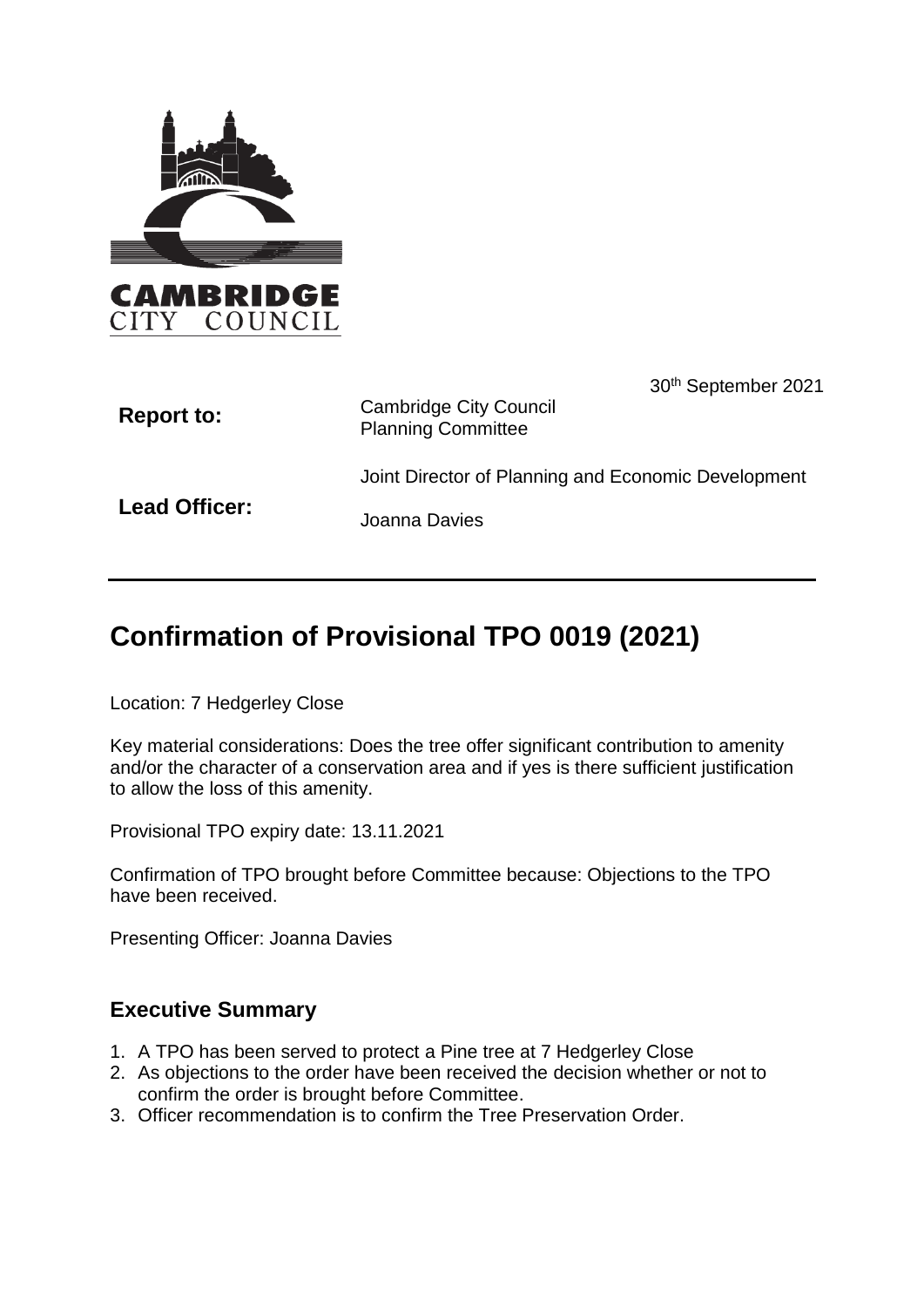CAMBRIDGE CITY COUNCIL

30th September 2021

| | |
|---|---|
| **Report to:** | Cambridge City Council Planning Committee |
| **Lead Officer:** | Joint Director of Planning and Economic Development<br>Joanna Davies |

# Confirmation of Provisional TPO 0019 (2021)

Location: 7 Hedgerley Close

Key material considerations: Does the tree offer significant contribution to amenity and/or the character of a conservation area and if yes is there sufficient justification to allow the loss of this amenity.

Provisional TPO expiry date: 13.11.2021

Confirmation of TPO brought before Committee because: Objections to the TPO have been received.

Presenting Officer: Joanna Davies

## Executive Summary

1. A TPO has been served to protect a Pine tree at 7 Hedgerley Close
2. As objections to the order have been received the decision whether or not to confirm the order is brought before Committee.
3. Officer recommendation is to confirm the Tree Preservation Order.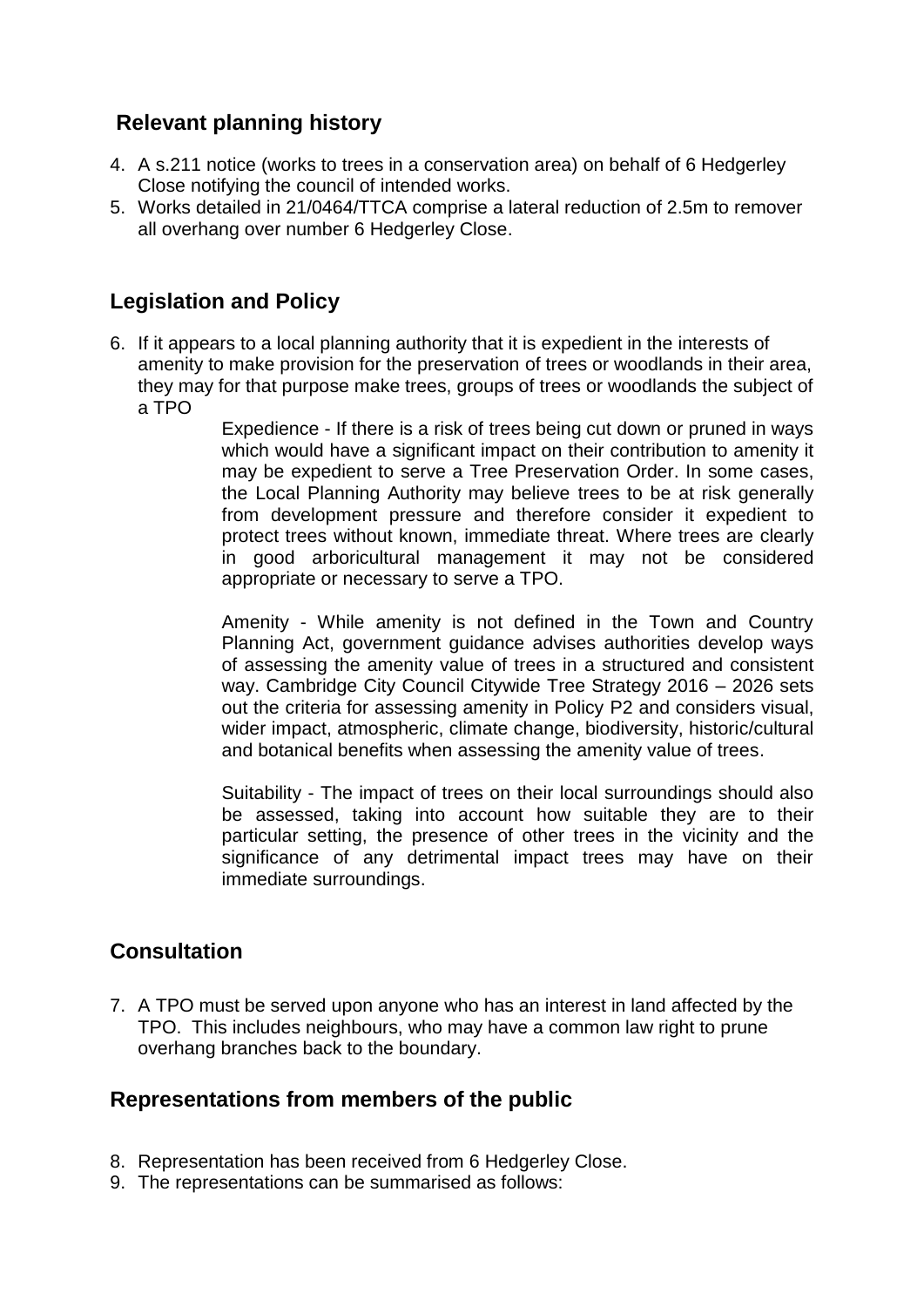## Relevant planning history

4. A s.211 notice (works to trees in a conservation area) on behalf of 6 Hedgerley Close notifying the council of intended works.
5. Works detailed in 21/0464/TTCA comprise a lateral reduction of 2.5m to remover all overhang over number 6 Hedgerley Close.

## Legislation and Policy

6. If it appears to a local planning authority that it is expedient in the interests of amenity to make provision for the preservation of trees or woodlands in their area, they may for that purpose make trees, groups of trees or woodlands the subject of a TPO

   Expedience - If there is a risk of trees being cut down or pruned in ways which would have a significant impact on their contribution to amenity it may be expedient to serve a Tree Preservation Order. In some cases, the Local Planning Authority may believe trees to be at risk generally from development pressure and therefore consider it expedient to protect trees without known, immediate threat. Where trees are clearly in good arboricultural management it may not be considered appropriate or necessary to serve a TPO.

   Amenity - While amenity is not defined in the Town and Country Planning Act, government guidance advises authorities develop ways of assessing the amenity value of trees in a structured and consistent way. Cambridge City Council Citywide Tree Strategy 2016 – 2026 sets out the criteria for assessing amenity in Policy P2 and considers visual, wider impact, atmospheric, climate change, biodiversity, historic/cultural and botanical benefits when assessing the amenity value of trees.

   Suitability - The impact of trees on their local surroundings should also be assessed, taking into account how suitable they are to their particular setting, the presence of other trees in the vicinity and the significance of any detrimental impact trees may have on their immediate surroundings.

## Consultation

7. A TPO must be served upon anyone who has an interest in land affected by the TPO. This includes neighbours, who may have a common law right to prune overhang branches back to the boundary.

## Representations from members of the public

8. Representation has been received from 6 Hedgerley Close.
9. The representations can be summarised as follows: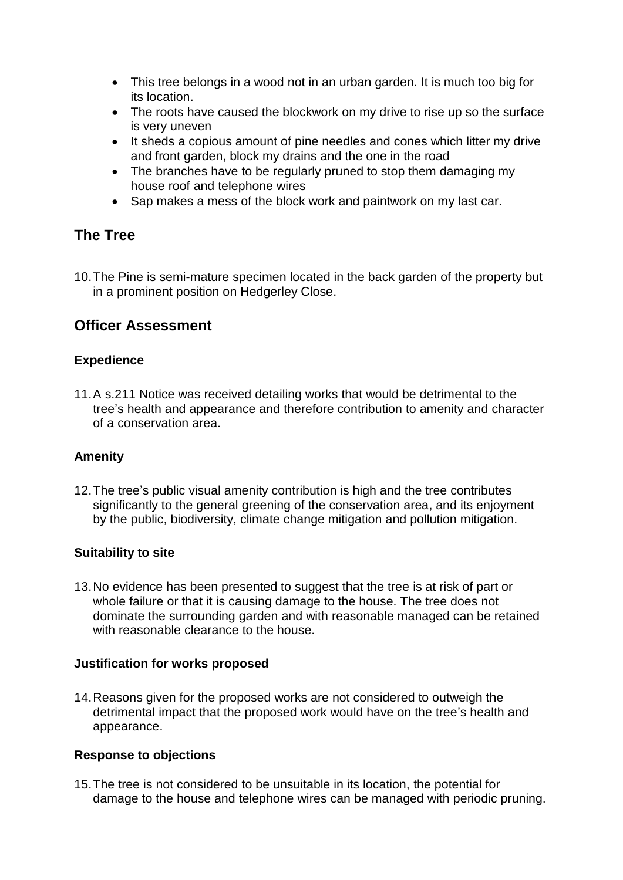- This tree belongs in a wood not in an urban garden. It is much too big for its location.
- The roots have caused the blockwork on my drive to rise up so the surface is very uneven
- It sheds a copious amount of pine needles and cones which litter my drive and front garden, block my drains and the one in the road
- The branches have to be regularly pruned to stop them damaging my house roof and telephone wires
- Sap makes a mess of the block work and paintwork on my last car.

## The Tree

10. The Pine is semi-mature specimen located in the back garden of the property but in a prominent position on Hedgerley Close.

## Officer Assessment

### Expedience

11. A s.211 Notice was received detailing works that would be detrimental to the tree's health and appearance and therefore contribution to amenity and character of a conservation area.

### Amenity

12. The tree's public visual amenity contribution is high and the tree contributes significantly to the general greening of the conservation area, and its enjoyment by the public, biodiversity, climate change mitigation and pollution mitigation.

### Suitability to site

13. No evidence has been presented to suggest that the tree is at risk of part or whole failure or that it is causing damage to the house. The tree does not dominate the surrounding garden and with reasonable managed can be retained with reasonable clearance to the house.

### Justification for works proposed

14. Reasons given for the proposed works are not considered to outweigh the detrimental impact that the proposed work would have on the tree's health and appearance.

### Response to objections

15. The tree is not considered to be unsuitable in its location, the potential for damage to the house and telephone wires can be managed with periodic pruning.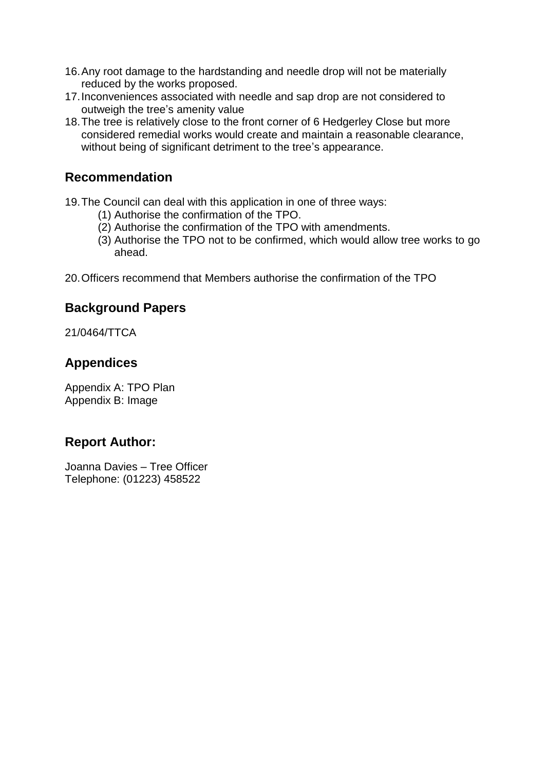16. Any root damage to the hardstanding and needle drop will not be materially reduced by the works proposed.
17. Inconveniences associated with needle and sap drop are not considered to outweigh the tree's amenity value
18. The tree is relatively close to the front corner of 6 Hedgerley Close but more considered remedial works would create and maintain a reasonable clearance, without being of significant detriment to the tree's appearance.

## Recommendation

19. The Council can deal with this application in one of three ways:
    (1) Authorise the confirmation of the TPO.
    (2) Authorise the confirmation of the TPO with amendments.
    (3) Authorise the TPO not to be confirmed, which would allow tree works to go ahead.

20. Officers recommend that Members authorise the confirmation of the TPO

## Background Papers

21/0464/TTCA

## Appendices

Appendix A: TPO Plan
Appendix B: Image

## Report Author:

Joanna Davies – Tree Officer
Telephone: (01223) 458522